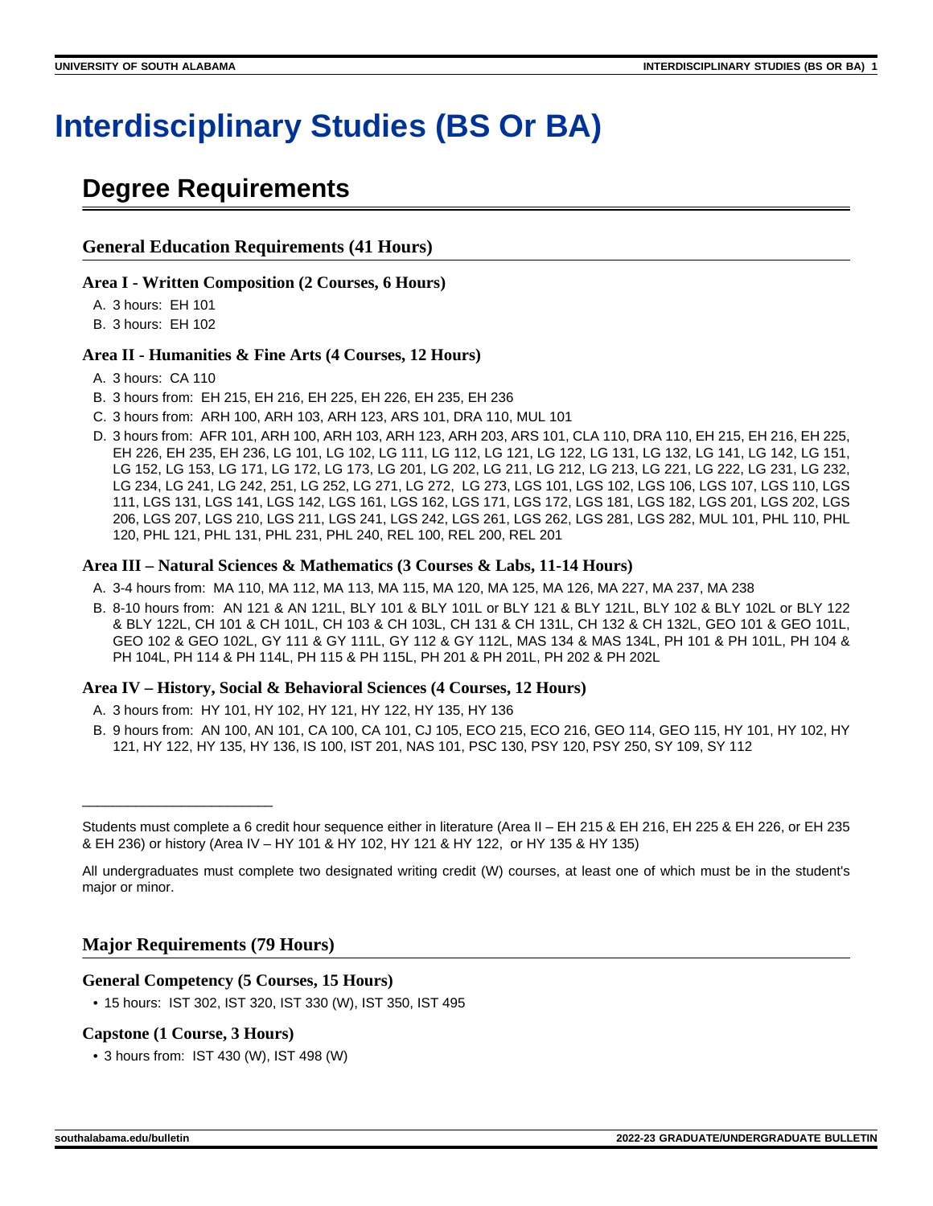# Interdisciplinary Studies (BS Or BA)

## Degree Requirements

### General Education Requirements (41 Hours)

#### Area I - Written Composition (2 Courses, 6 Hours)

A. 3 hours: EH 101
B. 3 hours: EH 102

#### Area II - Humanities & Fine Arts (4 Courses, 12 Hours)

A. 3 hours: CA 110
B. 3 hours from: EH 215, EH 216, EH 225, EH 226, EH 235, EH 236
C. 3 hours from: ARH 100, ARH 103, ARH 123, ARS 101, DRA 110, MUL 101
D. 3 hours from: AFR 101, ARH 100, ARH 103, ARH 123, ARH 203, ARS 101, CLA 110, DRA 110, EH 215, EH 216, EH 225, EH 226, EH 235, EH 236, LG 101, LG 102, LG 111, LG 112, LG 121, LG 122, LG 131, LG 132, LG 141, LG 142, LG 151, LG 152, LG 153, LG 171, LG 172, LG 173, LG 201, LG 202, LG 211, LG 212, LG 213, LG 221, LG 222, LG 231, LG 232, LG 234, LG 241, LG 242, 251, LG 252, LG 271, LG 272, LG 273, LGS 101, LGS 102, LGS 106, LGS 107, LGS 110, LGS 111, LGS 131, LGS 141, LGS 142, LGS 161, LGS 162, LGS 171, LGS 172, LGS 181, LGS 182, LGS 201, LGS 202, LGS 206, LGS 207, LGS 210, LGS 211, LGS 241, LGS 242, LGS 261, LGS 262, LGS 281, LGS 282, MUL 101, PHL 110, PHL 120, PHL 121, PHL 131, PHL 231, PHL 240, REL 100, REL 200, REL 201

#### Area III – Natural Sciences & Mathematics (3 Courses & Labs, 11-14 Hours)

A. 3-4 hours from: MA 110, MA 112, MA 113, MA 115, MA 120, MA 125, MA 126, MA 227, MA 237, MA 238
B. 8-10 hours from: AN 121 & AN 121L, BLY 101 & BLY 101L or BLY 121 & BLY 121L, BLY 102 & BLY 102L or BLY 122 & BLY 122L, CH 101 & CH 101L, CH 103 & CH 103L, CH 131 & CH 131L, CH 132 & CH 132L, GEO 101 & GEO 101L, GEO 102 & GEO 102L, GY 111 & GY 111L, GY 112 & GY 112L, MAS 134 & MAS 134L, PH 101 & PH 101L, PH 104 & PH 104L, PH 114 & PH 114L, PH 115 & PH 115L, PH 201 & PH 201L, PH 202 & PH 202L

#### Area IV – History, Social & Behavioral Sciences (4 Courses, 12 Hours)

A. 3 hours from: HY 101, HY 102, HY 121, HY 122, HY 135, HY 136
B. 9 hours from: AN 100, AN 101, CA 100, CA 101, CJ 105, ECO 215, ECO 216, GEO 114, GEO 115, HY 101, HY 102, HY 121, HY 122, HY 135, HY 136, IS 100, IST 201, NAS 101, PSC 130, PSY 120, PSY 250, SY 109, SY 112

---

Students must complete a 6 credit hour sequence either in literature (Area II – EH 215 & EH 216, EH 225 & EH 226, or EH 235 & EH 236) or history (Area IV – HY 101 & HY 102, HY 121 & HY 122, or HY 135 & HY 135)

All undergraduates must complete two designated writing credit (W) courses, at least one of which must be in the student's major or minor.

### Major Requirements (79 Hours)

#### General Competency (5 Courses, 15 Hours)

- 15 hours: IST 302, IST 320, IST 330 (W), IST 350, IST 495

#### Capstone (1 Course, 3 Hours)

- 3 hours from: IST 430 (W), IST 498 (W)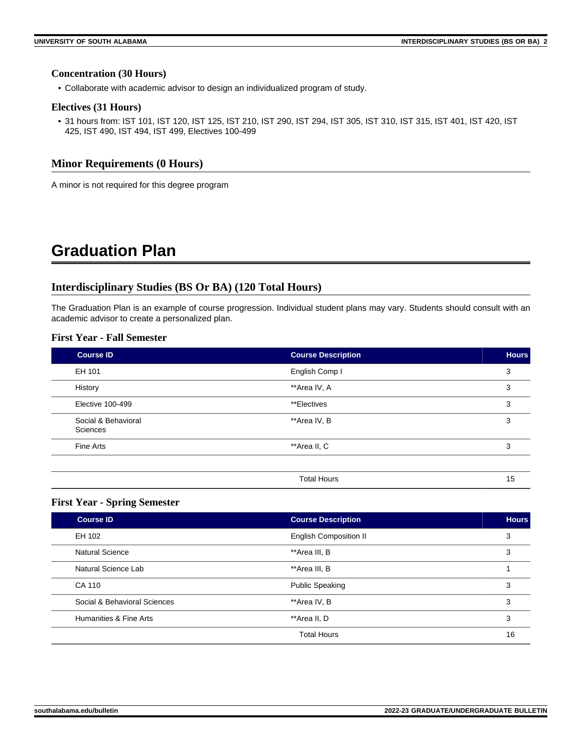### Concentration (30 Hours)

- Collaborate with academic advisor to design an individualized program of study.

### Electives (31 Hours)

- 31 hours from: IST 101, IST 120, IST 125, IST 210, IST 290, IST 294, IST 305, IST 310, IST 315, IST 401, IST 420, IST 425, IST 490, IST 494, IST 499, Electives 100-499

## Minor Requirements (0 Hours)

A minor is not required for this degree program

# Graduation Plan

## Interdisciplinary Studies (BS Or BA) (120 Total Hours)

The Graduation Plan is an example of course progression. Individual student plans may vary. Students should consult with an academic advisor to create a personalized plan.

### First Year - Fall Semester

| Course ID | Course Description | Hours |
|---|---|---|
| EH 101 | English Comp I | 3 |
| History | **Area IV, A | 3 |
| Elective 100-499 | **Electives | 3 |
| Social & Behavioral Sciences | **Area IV, B | 3 |
| Fine Arts | **Area II, C | 3 |
| | | |
| | Total Hours | 15 |

### First Year - Spring Semester

| Course ID | Course Description | Hours |
|---|---|---|
| EH 102 | English Composition II | 3 |
| Natural Science | **Area III, B | 3 |
| Natural Science Lab | **Area III, B | 1 |
| CA 110 | Public Speaking | 3 |
| Social & Behavioral Sciences | **Area IV, B | 3 |
| Humanities & Fine Arts | **Area II, D | 3 |
| | Total Hours | 16 |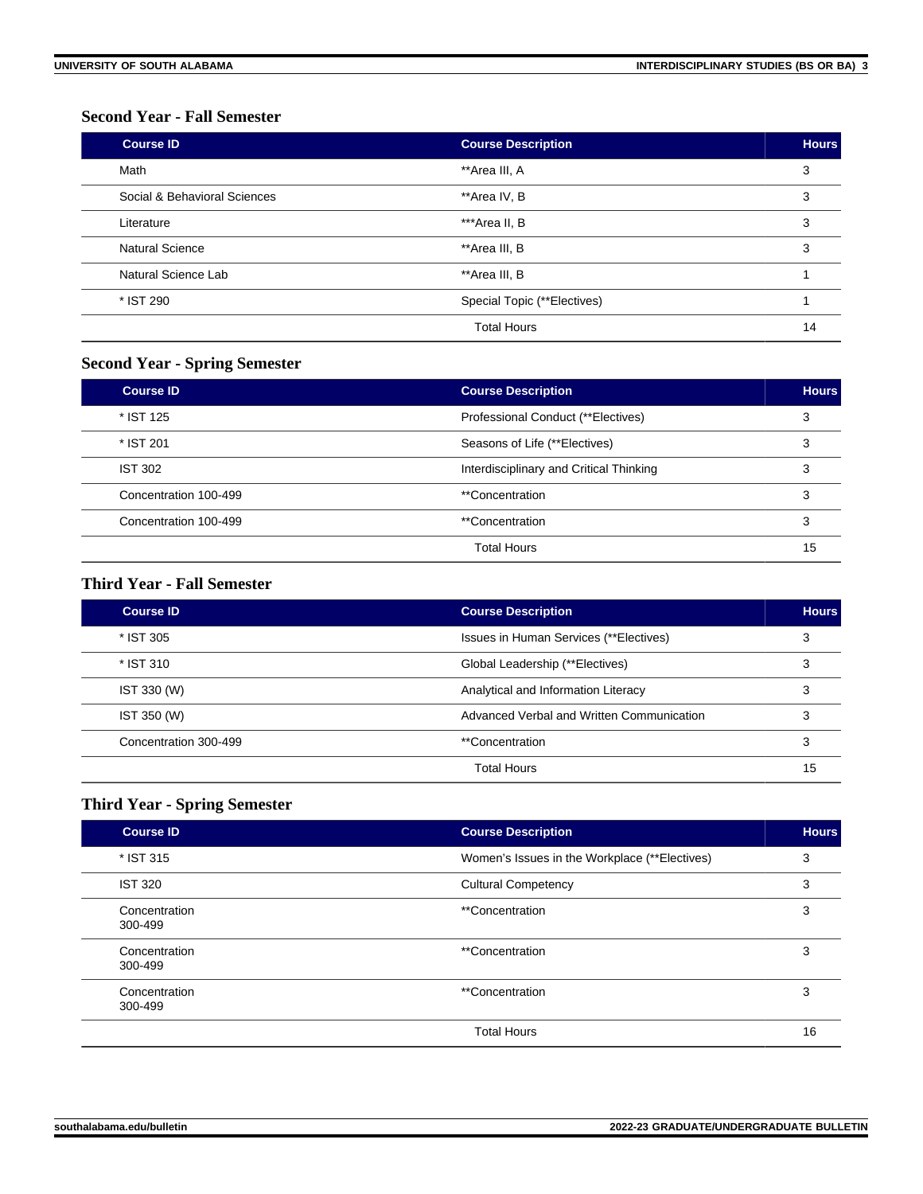### Second Year - Fall Semester

| Course ID | Course Description | Hours |
| --- | --- | --- |
| Math | **Area III, A | 3 |
| Social & Behavioral Sciences | **Area IV, B | 3 |
| Literature | ***Area II, B | 3 |
| Natural Science | **Area III, B | 3 |
| Natural Science Lab | **Area III, B | 1 |
| * IST 290 | Special Topic (**Electives) | 1 |
| | Total Hours | 14 |

### Second Year - Spring Semester

| Course ID | Course Description | Hours |
| --- | --- | --- |
| * IST 125 | Professional Conduct (**Electives) | 3 |
| * IST 201 | Seasons of Life (**Electives) | 3 |
| IST 302 | Interdisciplinary and Critical Thinking | 3 |
| Concentration 100-499 | **Concentration | 3 |
| Concentration 100-499 | **Concentration | 3 |
| | Total Hours | 15 |

### Third Year - Fall Semester

| Course ID | Course Description | Hours |
| --- | --- | --- |
| * IST 305 | Issues in Human Services (**Electives) | 3 |
| * IST 310 | Global Leadership (**Electives) | 3 |
| IST 330 (W) | Analytical and Information Literacy | 3 |
| IST 350 (W) | Advanced Verbal and Written Communication | 3 |
| Concentration 300-499 | **Concentration | 3 |
| | Total Hours | 15 |

### Third Year - Spring Semester

| Course ID | Course Description | Hours |
| --- | --- | --- |
| * IST 315 | Women's Issues in the Workplace (**Electives) | 3 |
| IST 320 | Cultural Competency | 3 |
| Concentration 300-499 | **Concentration | 3 |
| Concentration 300-499 | **Concentration | 3 |
| Concentration 300-499 | **Concentration | 3 |
| | Total Hours | 16 |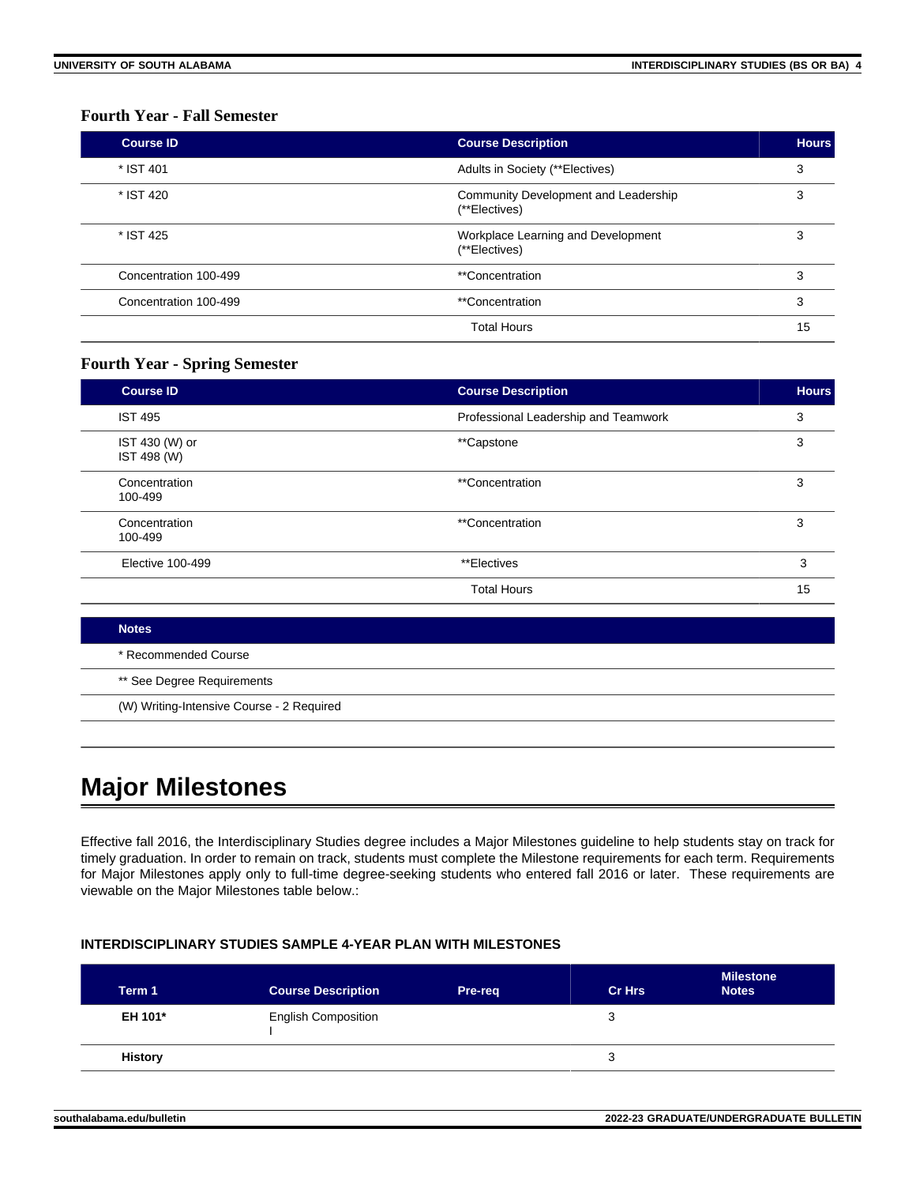### Fourth Year - Fall Semester

| Course ID | Course Description | Hours |
| --- | --- | --- |
| * IST 401 | Adults in Society (**Electives) | 3 |
| * IST 420 | Community Development and Leadership (**Electives) | 3 |
| * IST 425 | Workplace Learning and Development (**Electives) | 3 |
| Concentration 100-499 | **Concentration | 3 |
| Concentration 100-499 | **Concentration | 3 |
| | Total Hours | 15 |

### Fourth Year - Spring Semester

| Course ID | Course Description | Hours |
| --- | --- | --- |
| IST 495 | Professional Leadership and Teamwork | 3 |
| IST 430 (W) or IST 498 (W) | **Capstone | 3 |
| Concentration 100-499 | **Concentration | 3 |
| Concentration 100-499 | **Concentration | 3 |
| Elective 100-499 | **Electives | 3 |
| | Total Hours | 15 |

| Notes |
| --- |
| * Recommended Course |
| ** See Degree Requirements |
| (W) Writing-Intensive Course - 2 Required |

# Major Milestones

Effective fall 2016, the Interdisciplinary Studies degree includes a Major Milestones guideline to help students stay on track for timely graduation. In order to remain on track, students must complete the Milestone requirements for each term. Requirements for Major Milestones apply only to full-time degree-seeking students who entered fall 2016 or later. These requirements are viewable on the Major Milestones table below.:

**INTERDISCIPLINARY STUDIES SAMPLE 4-YEAR PLAN WITH MILESTONES**

| Term 1 | Course Description | Pre-req | Cr Hrs | Milestone Notes |
| --- | --- | --- | --- | --- |
| **EH 101*** | English Composition I | | 3 | |
| **History** | | | 3 | |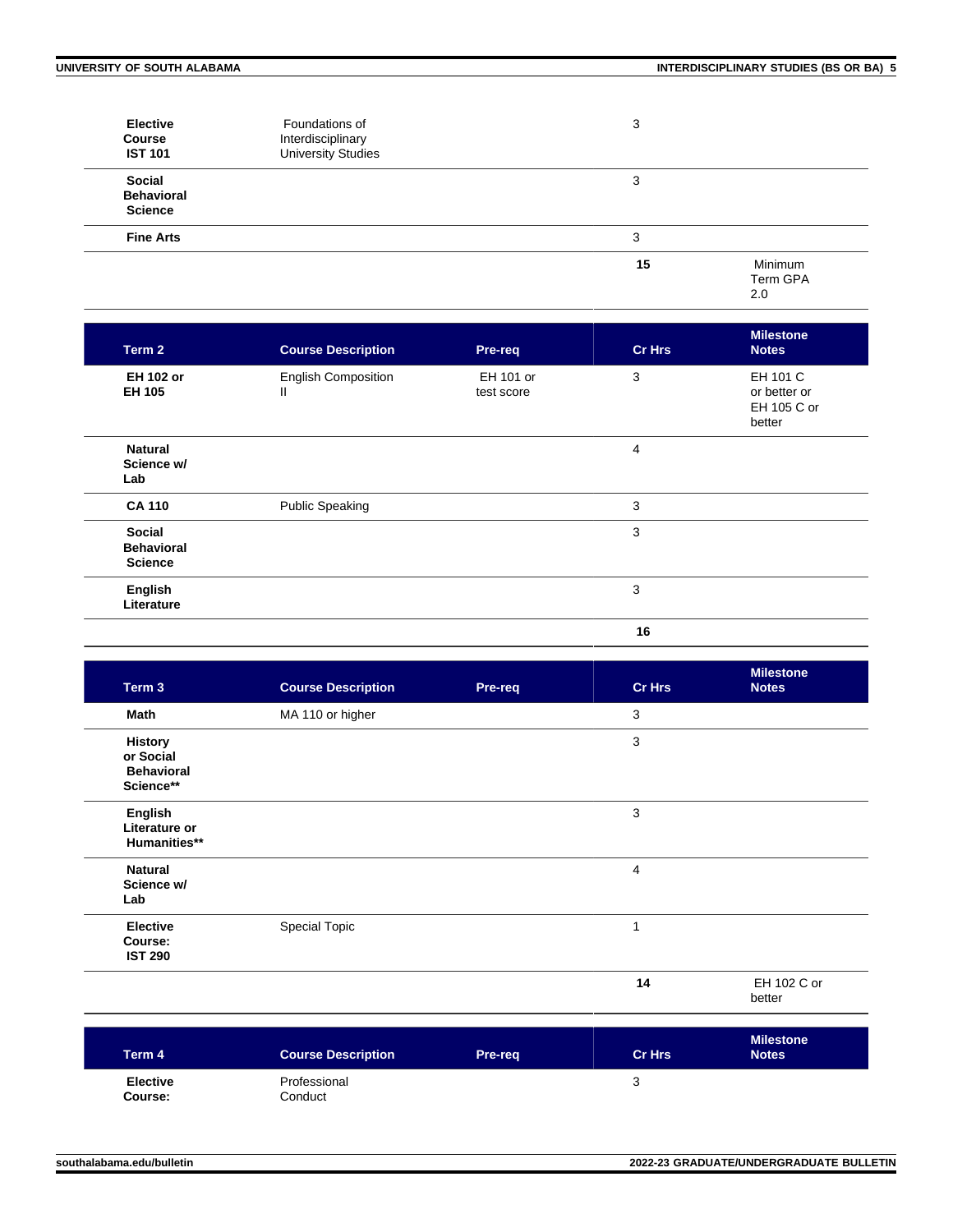| | | | | |
|---|---|---|---|---|
| **Elective Course IST 101** | Foundations of Interdisciplinary University Studies | | 3 | |
| **Social Behavioral Science** | | | 3 | |
| **Fine Arts** | | | 3 | |
| | | | **15** | Minimum Term GPA 2.0 |

| Term 2 | Course Description | Pre-req | Cr Hrs | Milestone Notes |
|---|---|---|---|---|
| **EH 102 or EH 105** | English Composition II | EH 101 or test score | 3 | EH 101 C or better or EH 105 C or better |
| **Natural Science w/ Lab** | | | 4 | |
| **CA 110** | Public Speaking | | 3 | |
| **Social Behavioral Science** | | | 3 | |
| **English Literature** | | | 3 | |
| | | | **16** | |

| Term 3 | Course Description | Pre-req | Cr Hrs | Milestone Notes |
|---|---|---|---|---|
| **Math** | MA 110 or higher | | 3 | |
| **History or Social Behavioral Science**** | | | 3 | |
| **English Literature or Humanities**** | | | 3 | |
| **Natural Science w/ Lab** | | | 4 | |
| **Elective Course: IST 290** | Special Topic | | 1 | |
| | | | **14** | EH 102 C or better |

| Term 4 | Course Description | Pre-req | Cr Hrs | Milestone Notes |
|---|---|---|---|---|
| **Elective Course:** | Professional Conduct | | 3 | |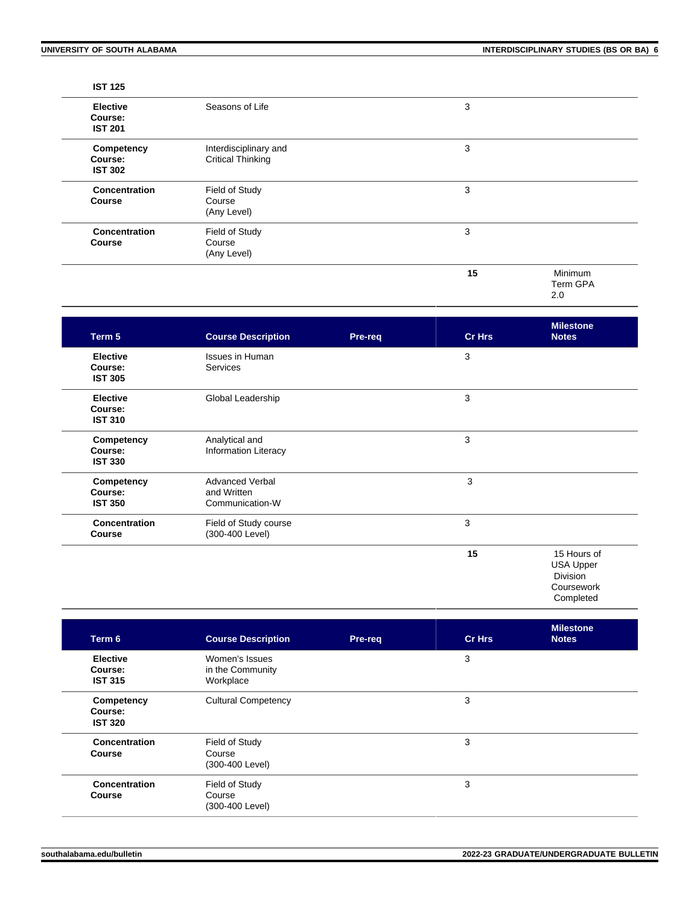| | | | | |
|---|---|---|---|---|
| **IST 125** | | | | |
| **Elective Course: IST 201** | Seasons of Life | | 3 | |
| **Competency Course: IST 302** | Interdisciplinary and Critical Thinking | | 3 | |
| **Concentration Course** | Field of Study Course (Any Level) | | 3 | |
| **Concentration Course** | Field of Study Course (Any Level) | | 3 | |
| | | | **15** | Minimum Term GPA 2.0 |

| Term 5 | Course Description | Pre-req | Cr Hrs | Milestone Notes |
|---|---|---|---|---|
| **Elective Course: IST 305** | Issues in Human Services | | 3 | |
| **Elective Course: IST 310** | Global Leadership | | 3 | |
| **Competency Course: IST 330** | Analytical and Information Literacy | | 3 | |
| **Competency Course: IST 350** | Advanced Verbal and Written Communication-W | | 3 | |
| **Concentration Course** | Field of Study course (300-400 Level) | | 3 | |
| | | | **15** | 15 Hours of USA Upper Division Coursework Completed |

| Term 6 | Course Description | Pre-req | Cr Hrs | Milestone Notes |
|---|---|---|---|---|
| **Elective Course: IST 315** | Women's Issues in the Community Workplace | | 3 | |
| **Competency Course: IST 320** | Cultural Competency | | 3 | |
| **Concentration Course** | Field of Study Course (300-400 Level) | | 3 | |
| **Concentration Course** | Field of Study Course (300-400 Level) | | 3 | |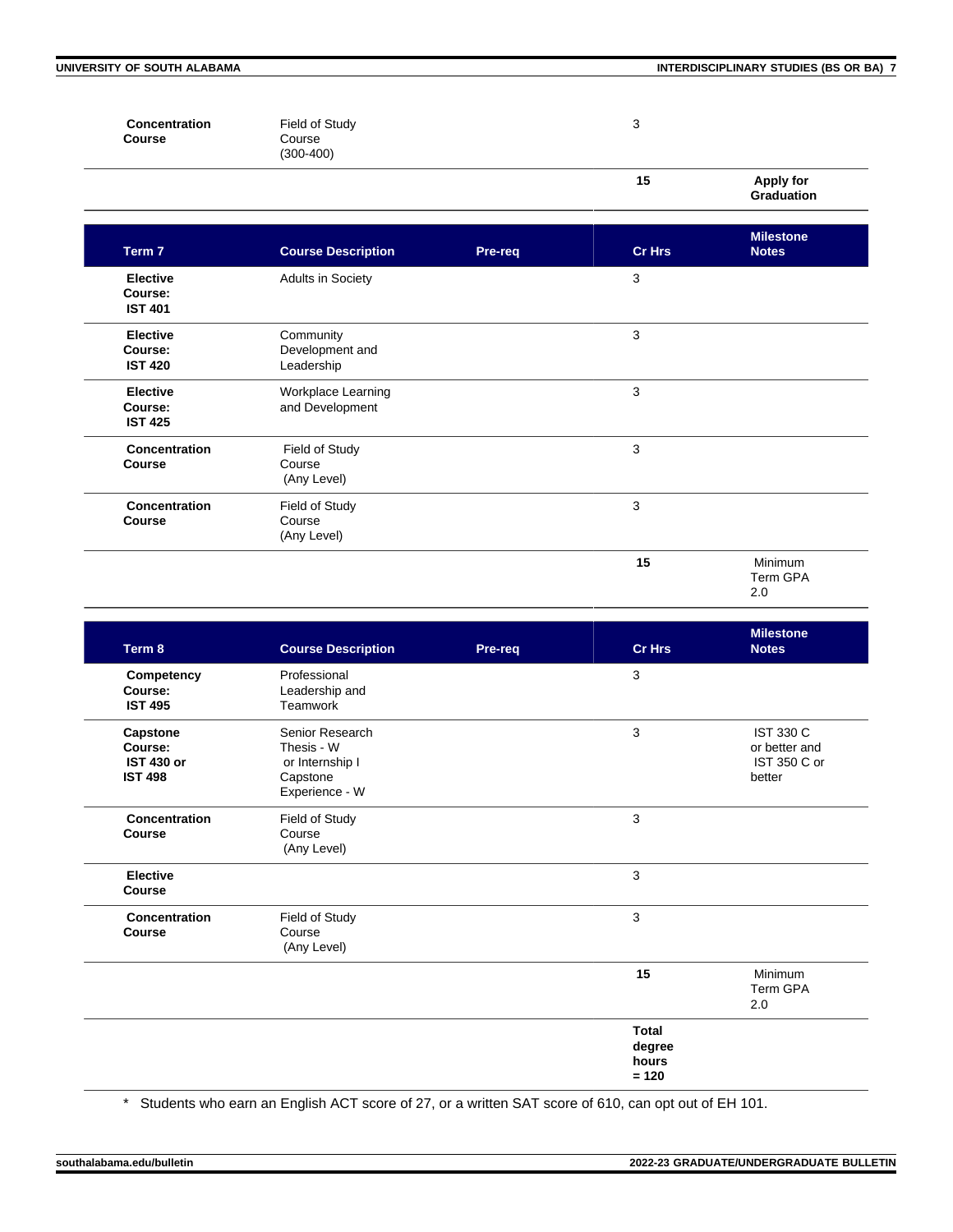| | | | | |
|---|---|---|---|---|
| **Concentration Course** | Field of Study Course (300-400) | | 3 | |
| | | | **15** | **Apply for Graduation** |

| Term 7 | Course Description | Pre-req | Cr Hrs | Milestone Notes |
|---|---|---|---|---|
| **Elective Course: IST 401** | Adults in Society | | 3 | |
| **Elective Course: IST 420** | Community Development and Leadership | | 3 | |
| **Elective Course: IST 425** | Workplace Learning and Development | | 3 | |
| **Concentration Course** | Field of Study Course (Any Level) | | 3 | |
| **Concentration Course** | Field of Study Course (Any Level) | | 3 | |
| | | | **15** | Minimum Term GPA 2.0 |

| Term 8 | Course Description | Pre-req | Cr Hrs | Milestone Notes |
|---|---|---|---|---|
| **Competency Course: IST 495** | Professional Leadership and Teamwork | | 3 | |
| **Capstone Course: IST 430 or IST 498** | Senior Research Thesis - W or Internship I Capstone Experience - W | | 3 | IST 330 C or better and IST 350 C or better |
| **Concentration Course** | Field of Study Course (Any Level) | | 3 | |
| **Elective Course** | | | 3 | |
| **Concentration Course** | Field of Study Course (Any Level) | | 3 | |
| | | | **15** | Minimum Term GPA 2.0 |
| | | | **Total degree hours = 120** | |

\* Students who earn an English ACT score of 27, or a written SAT score of 610, can opt out of EH 101.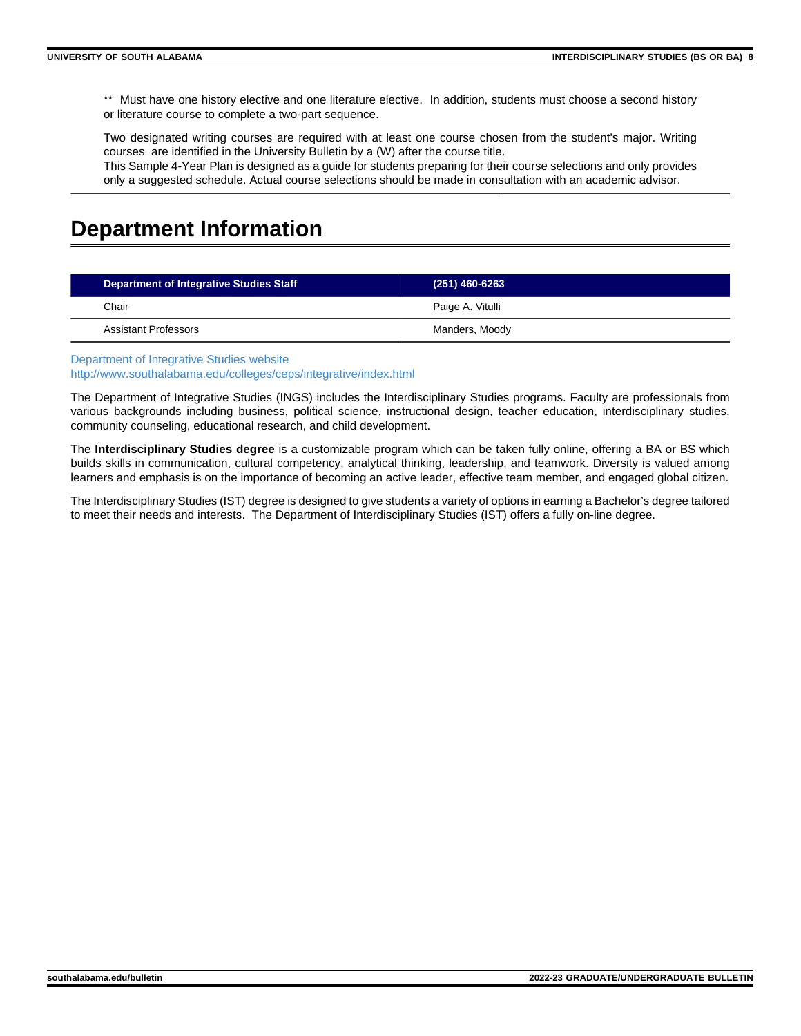** Must have one history elective and one literature elective. In addition, students must choose a second history or literature course to complete a two-part sequence.

Two designated writing courses are required with at least one course chosen from the student's major. Writing courses are identified in the University Bulletin by a (W) after the course title.
This Sample 4-Year Plan is designed as a guide for students preparing for their course selections and only provides only a suggested schedule. Actual course selections should be made in consultation with an academic advisor.

# Department Information

| Department of Integrative Studies Staff | (251) 460-6263 |
| --- | --- |
| Chair | Paige A. Vitulli |
| Assistant Professors | Manders, Moody |

Department of Integrative Studies website
http://www.southalabama.edu/colleges/ceps/integrative/index.html

The Department of Integrative Studies (INGS) includes the Interdisciplinary Studies programs. Faculty are professionals from various backgrounds including business, political science, instructional design, teacher education, interdisciplinary studies, community counseling, educational research, and child development.

The **Interdisciplinary Studies degree** is a customizable program which can be taken fully online, offering a BA or BS which builds skills in communication, cultural competency, analytical thinking, leadership, and teamwork. Diversity is valued among learners and emphasis is on the importance of becoming an active leader, effective team member, and engaged global citizen.

The Interdisciplinary Studies (IST) degree is designed to give students a variety of options in earning a Bachelor's degree tailored to meet their needs and interests. The Department of Interdisciplinary Studies (IST) offers a fully on-line degree.